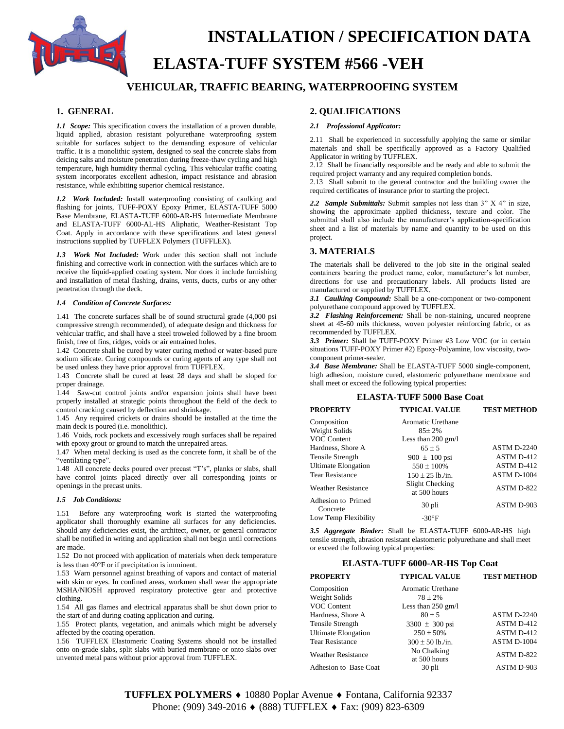# INSTALLATION / SPECIFICATION DATA

# ELASTA-TUFF SYSTEM #566 -VEH

## VEHICULAR, TRAFFIC BEARING, WATERPROOFING SYSTEM

## 1. GENERAL

***1.1 Scope:*** This specification covers the installation of a proven durable, liquid applied, abrasion resistant polyurethane waterproofing system suitable for surfaces subject to the demanding exposure of vehicular traffic. It is a monolithic system, designed to seal the concrete slabs from deicing salts and moisture penetration during freeze-thaw cycling and high temperature, high humidity thermal cycling. This vehicular traffic coating system incorporates excellent adhesion, impact resistance and abrasion resistance, while exhibiting superior chemical resistance.

***1.2 Work Included:*** Install waterproofing consisting of caulking and flashing for joints, TUFF-POXY Epoxy Primer, ELASTA-TUFF 5000 Base Membrane, ELASTA-TUFF 6000-AR-HS Intermediate Membrane and ELASTA-TUFF 6000-AL-HS Aliphatic, Weather-Resistant Top Coat. Apply in accordance with these specifications and latest general instructions supplied by TUFFLEX Polymers (TUFFLEX).

***1.3 Work Not Included:*** Work under this section shall not include finishing and corrective work in connection with the surfaces which are to receive the liquid-applied coating system. Nor does it include furnishing and installation of metal flashing, drains, vents, ducts, curbs or any other penetration through the deck.

***1.4 Condition of Concrete Surfaces:***

1.41 The concrete surfaces shall be of sound structural grade (4,000 psi compressive strength recommended), of adequate design and thickness for vehicular traffic, and shall have a steel troweled followed by a fine broom finish, free of fins, ridges, voids or air entrained holes.

1.42 Concrete shall be cured by water curing method or water-based pure sodium silicate. Curing compounds or curing agents of any type shall not be used unless they have prior approval from TUFFLEX.

1.43 Concrete shall be cured at least 28 days and shall be sloped for proper drainage.

1.44 Saw-cut control joints and/or expansion joints shall have been properly installed at strategic points throughout the field of the deck to control cracking caused by deflection and shrinkage.

1.45 Any required crickets or drains should be installed at the time the main deck is poured (i.e. monolithic).

1.46 Voids, rock pockets and excessively rough surfaces shall be repaired with epoxy grout or ground to match the unrepaired areas.

1.47 When metal decking is used as the concrete form, it shall be of the "ventilating type".

1.48 All concrete decks poured over precast "T's", planks or slabs, shall have control joints placed directly over all corresponding joints or openings in the precast units.

***1.5 Job Conditions:***

1.51 Before any waterproofing work is started the waterproofing applicator shall thoroughly examine all surfaces for any deficiencies. Should any deficiencies exist, the architect, owner, or general contractor shall be notified in writing and application shall not begin until corrections are made.

1.52 Do not proceed with application of materials when deck temperature is less than 40°F or if precipitation is imminent.

1.53 Warn personnel against breathing of vapors and contact of material with skin or eyes. In confined areas, workmen shall wear the appropriate MSHA/NIOSH approved respiratory protective gear and protective clothing.

1.54 All gas flames and electrical apparatus shall be shut down prior to the start of and during coating application and curing.

1.55 Protect plants, vegetation, and animals which might be adversely affected by the coating operation.

1.56 TUFFLEX Elastomeric Coating Systems should not be installed onto on-grade slabs, split slabs with buried membrane or onto slabs over unvented metal pans without prior approval from TUFFLEX.

## 2. QUALIFICATIONS

***2.1 Professional Applicator:***

2.11 Shall be experienced in successfully applying the same or similar materials and shall be specifically approved as a Factory Qualified Applicator in writing by TUFFLEX.

2.12 Shall be financially responsible and be ready and able to submit the required project warranty and any required completion bonds.

2.13 Shall submit to the general contractor and the building owner the required certificates of insurance prior to starting the project.

***2.2 Sample Submittals:*** Submit samples not less than 3" X 4" in size, showing the approximate applied thickness, texture and color. The submittal shall also include the manufacturer's application-specification sheet and a list of materials by name and quantity to be used on this project.

## 3. MATERIALS

The materials shall be delivered to the job site in the original sealed containers bearing the product name, color, manufacturer's lot number, directions for use and precautionary labels. All products listed are manufactured or supplied by TUFFLEX.

***3.1 Caulking Compound:*** Shall be a one-component or two-component polyurethane compound approved by TUFFLEX.

***3.2 Flashing Reinforcement:*** Shall be non-staining, uncured neoprene sheet at 45-60 mils thickness, woven polyester reinforcing fabric, or as recommended by TUFFLEX.

***3.3 Primer:*** Shall be TUFF-POXY Primer #3 Low VOC (or in certain situations TUFF-POXY Primer #2) Epoxy-Polyamine, low viscosity, two-component primer-sealer.

***3.4 Base Membrane:*** Shall be ELASTA-TUFF 5000 single-component, high adhesion, moisture cured, elastomeric polyurethane membrane and shall meet or exceed the following typical properties:

**ELASTA-TUFF 5000 Base Coat**

| PROPERTY | TYPICAL VALUE | TEST METHOD |
|---|---|---|
| Composition | Aromatic Urethane | |
| Weight Solids | 85± 2% | |
| VOC Content | Less than 200 gm/l | |
| Hardness, Shore A | 65 ± 5 | ASTM D-2240 |
| Tensile Strength | 900 ± 100 psi | ASTM D-412 |
| Ultimate Elongation | 550 ± 100% | ASTM D-412 |
| Tear Resistance | 150 ± 25 lb./in. | ASTM D-1004 |
| Weather Resistance | Slight Checking at 500 hours | ASTM D-822 |
| Adhesion to Primed Concrete | 30 pli | ASTM D-903 |
| Low Temp Flexibility | -30°F | |

***3.5 Aggregate Binder*:** Shall be ELASTA-TUFF 6000-AR-HS high tensile strength, abrasion resistant elastomeric polyurethane and shall meet or exceed the following typical properties:

**ELASTA-TUFF 6000-AR-HS Top Coat**

| PROPERTY | TYPICAL VALUE | TEST METHOD |
|---|---|---|
| Composition | Aromatic Urethane | |
| Weight Solids | 78 ± 2% | |
| VOC Content | Less than 250 gm/l | |
| Hardness, Shore A | 80 ± 5 | ASTM D-2240 |
| Tensile Strength | 3300 ± 300 psi | ASTM D-412 |
| Ultimate Elongation | 250 ± 50% | ASTM D-412 |
| Tear Resistance | 300 ± 50 lb./in. | ASTM D-1004 |
| Weather Resistance | No Chalking at 500 hours | ASTM D-822 |
| Adhesion to Base Coat | 30 pli | ASTM D-903 |

**TUFFLEX POLYMERS** ♦ 10880 Poplar Avenue ♦ Fontana, California 92337
Phone: (909) 349-2016 ♦ (888) TUFFLEX ♦ Fax: (909) 823-6309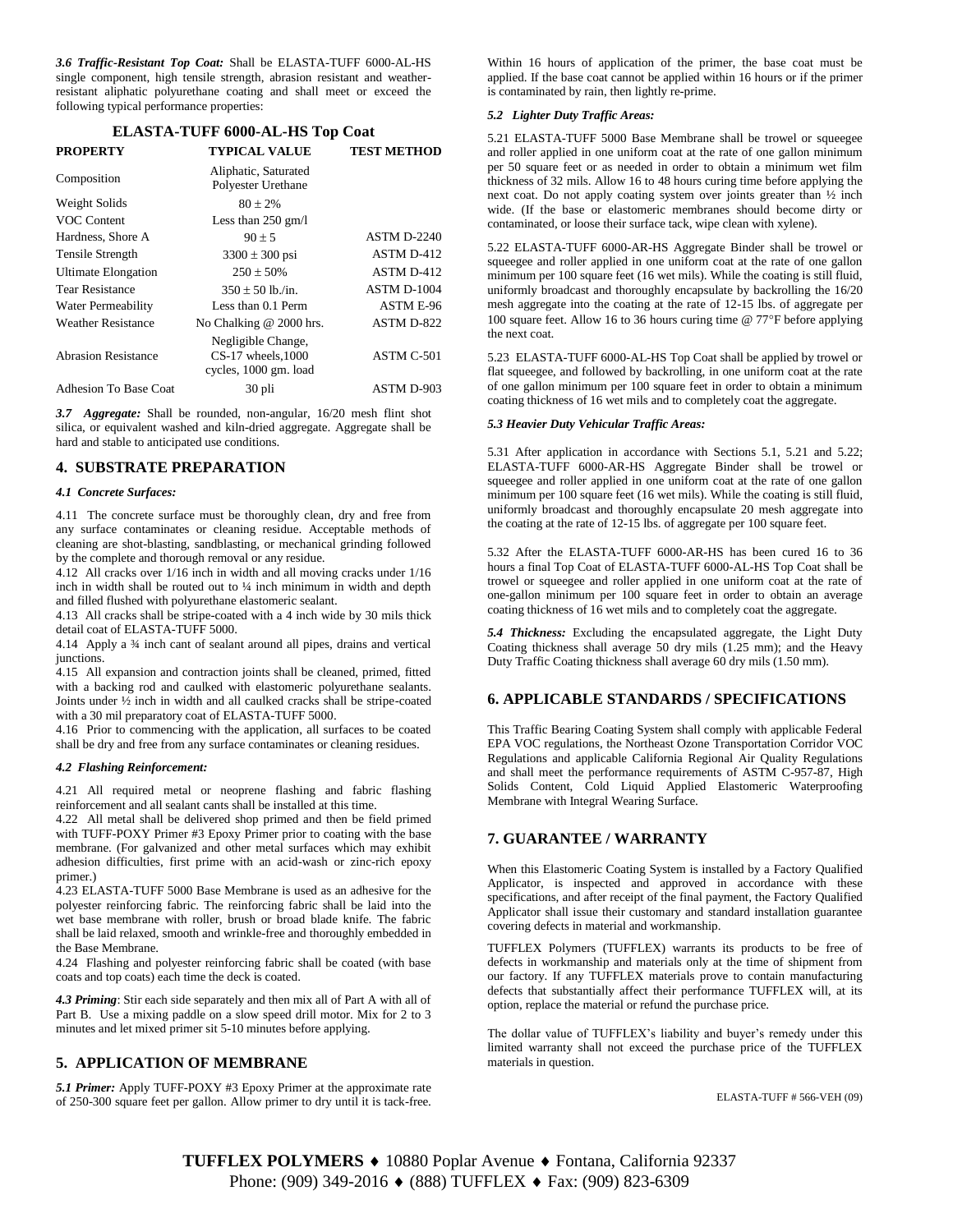***3.6 Traffic-Resistant Top Coat:*** Shall be ELASTA-TUFF 6000-AL-HS single component, high tensile strength, abrasion resistant and weather-resistant aliphatic polyurethane coating and shall meet or exceed the following typical performance properties:

**ELASTA-TUFF 6000-AL-HS Top Coat**

| PROPERTY | TYPICAL VALUE | TEST METHOD |
|---|---|---|
| Composition | Aliphatic, Saturated Polyester Urethane | |
| Weight Solids | 80 ± 2% | |
| VOC Content | Less than 250 gm/l | |
| Hardness, Shore A | 90 ± 5 | ASTM D-2240 |
| Tensile Strength | 3300 ± 300 psi | ASTM D-412 |
| Ultimate Elongation | 250 ± 50% | ASTM D-412 |
| Tear Resistance | 350 ± 50 lb./in. | ASTM D-1004 |
| Water Permeability | Less than 0.1 Perm | ASTM E-96 |
| Weather Resistance | No Chalking @ 2000 hrs. | ASTM D-822 |
| Abrasion Resistance | Negligible Change, CS-17 wheels,1000 cycles, 1000 gm. load | ASTM C-501 |
| Adhesion To Base Coat | 30 pli | ASTM D-903 |

***3.7 Aggregate:*** Shall be rounded, non-angular, 16/20 mesh flint shot silica, or equivalent washed and kiln-dried aggregate. Aggregate shall be hard and stable to anticipated use conditions.

## 4. SUBSTRATE PREPARATION

***4.1 Concrete Surfaces:***

4.11 The concrete surface must be thoroughly clean, dry and free from any surface contaminates or cleaning residue. Acceptable methods of cleaning are shot-blasting, sandblasting, or mechanical grinding followed by the complete and thorough removal or any residue.

4.12 All cracks over 1/16 inch in width and all moving cracks under 1/16 inch in width shall be routed out to ¼ inch minimum in width and depth and filled flushed with polyurethane elastomeric sealant.

4.13 All cracks shall be stripe-coated with a 4 inch wide by 30 mils thick detail coat of ELASTA-TUFF 5000.

4.14 Apply a ¾ inch cant of sealant around all pipes, drains and vertical junctions.

4.15 All expansion and contraction joints shall be cleaned, primed, fitted with a backing rod and caulked with elastomeric polyurethane sealants. Joints under ½ inch in width and all caulked cracks shall be stripe-coated with a 30 mil preparatory coat of ELASTA-TUFF 5000.

4.16 Prior to commencing with the application, all surfaces to be coated shall be dry and free from any surface contaminates or cleaning residues.

***4.2 Flashing Reinforcement:***

4.21 All required metal or neoprene flashing and fabric flashing reinforcement and all sealant cants shall be installed at this time.

4.22 All metal shall be delivered shop primed and then be field primed with TUFF-POXY Primer #3 Epoxy Primer prior to coating with the base membrane. (For galvanized and other metal surfaces which may exhibit adhesion difficulties, first prime with an acid-wash or zinc-rich epoxy primer.)

4.23 ELASTA-TUFF 5000 Base Membrane is used as an adhesive for the polyester reinforcing fabric. The reinforcing fabric shall be laid into the wet base membrane with roller, brush or broad blade knife. The fabric shall be laid relaxed, smooth and wrinkle-free and thoroughly embedded in the Base Membrane.

4.24 Flashing and polyester reinforcing fabric shall be coated (with base coats and top coats) each time the deck is coated.

***4.3 Priming***: Stir each side separately and then mix all of Part A with all of Part B. Use a mixing paddle on a slow speed drill motor. Mix for 2 to 3 minutes and let mixed primer sit 5-10 minutes before applying.

## 5. APPLICATION OF MEMBRANE

***5.1 Primer:*** Apply TUFF-POXY #3 Epoxy Primer at the approximate rate of 250-300 square feet per gallon. Allow primer to dry until it is tack-free. Within 16 hours of application of the primer, the base coat must be applied. If the base coat cannot be applied within 16 hours or if the primer is contaminated by rain, then lightly re-prime.

***5.2 Lighter Duty Traffic Areas:***

5.21 ELASTA-TUFF 5000 Base Membrane shall be trowel or squeegee and roller applied in one uniform coat at the rate of one gallon minimum per 50 square feet or as needed in order to obtain a minimum wet film thickness of 32 mils. Allow 16 to 48 hours curing time before applying the next coat. Do not apply coating system over joints greater than ½ inch wide. (If the base or elastomeric membranes should become dirty or contaminated, or loose their surface tack, wipe clean with xylene).

5.22 ELASTA-TUFF 6000-AR-HS Aggregate Binder shall be trowel or squeegee and roller applied in one uniform coat at the rate of one gallon minimum per 100 square feet (16 wet mils). While the coating is still fluid, uniformly broadcast and thoroughly encapsulate by backrolling the 16/20 mesh aggregate into the coating at the rate of 12-15 lbs. of aggregate per 100 square feet. Allow 16 to 36 hours curing time @ 77°F before applying the next coat.

5.23 ELASTA-TUFF 6000-AL-HS Top Coat shall be applied by trowel or flat squeegee, and followed by backrolling, in one uniform coat at the rate of one gallon minimum per 100 square feet in order to obtain a minimum coating thickness of 16 wet mils and to completely coat the aggregate.

***5.3 Heavier Duty Vehicular Traffic Areas:***

5.31 After application in accordance with Sections 5.1, 5.21 and 5.22; ELASTA-TUFF 6000-AR-HS Aggregate Binder shall be trowel or squeegee and roller applied in one uniform coat at the rate of one gallon minimum per 100 square feet (16 wet mils). While the coating is still fluid, uniformly broadcast and thoroughly encapsulate 20 mesh aggregate into the coating at the rate of 12-15 lbs. of aggregate per 100 square feet.

5.32 After the ELASTA-TUFF 6000-AR-HS has been cured 16 to 36 hours a final Top Coat of ELASTA-TUFF 6000-AL-HS Top Coat shall be trowel or squeegee and roller applied in one uniform coat at the rate of one-gallon minimum per 100 square feet in order to obtain an average coating thickness of 16 wet mils and to completely coat the aggregate.

***5.4 Thickness:*** Excluding the encapsulated aggregate, the Light Duty Coating thickness shall average 50 dry mils (1.25 mm); and the Heavy Duty Traffic Coating thickness shall average 60 dry mils (1.50 mm).

## 6. APPLICABLE STANDARDS / SPECIFICATIONS

This Traffic Bearing Coating System shall comply with applicable Federal EPA VOC regulations, the Northeast Ozone Transportation Corridor VOC Regulations and applicable California Regional Air Quality Regulations and shall meet the performance requirements of ASTM C-957-87, High Solids Content, Cold Liquid Applied Elastomeric Waterproofing Membrane with Integral Wearing Surface.

## 7. GUARANTEE / WARRANTY

When this Elastomeric Coating System is installed by a Factory Qualified Applicator, is inspected and approved in accordance with these specifications, and after receipt of the final payment, the Factory Qualified Applicator shall issue their customary and standard installation guarantee covering defects in material and workmanship.

TUFFLEX Polymers (TUFFLEX) warrants its products to be free of defects in workmanship and materials only at the time of shipment from our factory. If any TUFFLEX materials prove to contain manufacturing defects that substantially affect their performance TUFFLEX will, at its option, replace the material or refund the purchase price.

The dollar value of TUFFLEX's liability and buyer's remedy under this limited warranty shall not exceed the purchase price of the TUFFLEX materials in question.

ELASTA-TUFF # 566-VEH (09)

**TUFFLEX POLYMERS** ♦ 10880 Poplar Avenue ♦ Fontana, California 92337
Phone: (909) 349-2016 ♦ (888) TUFFLEX ♦ Fax: (909) 823-6309